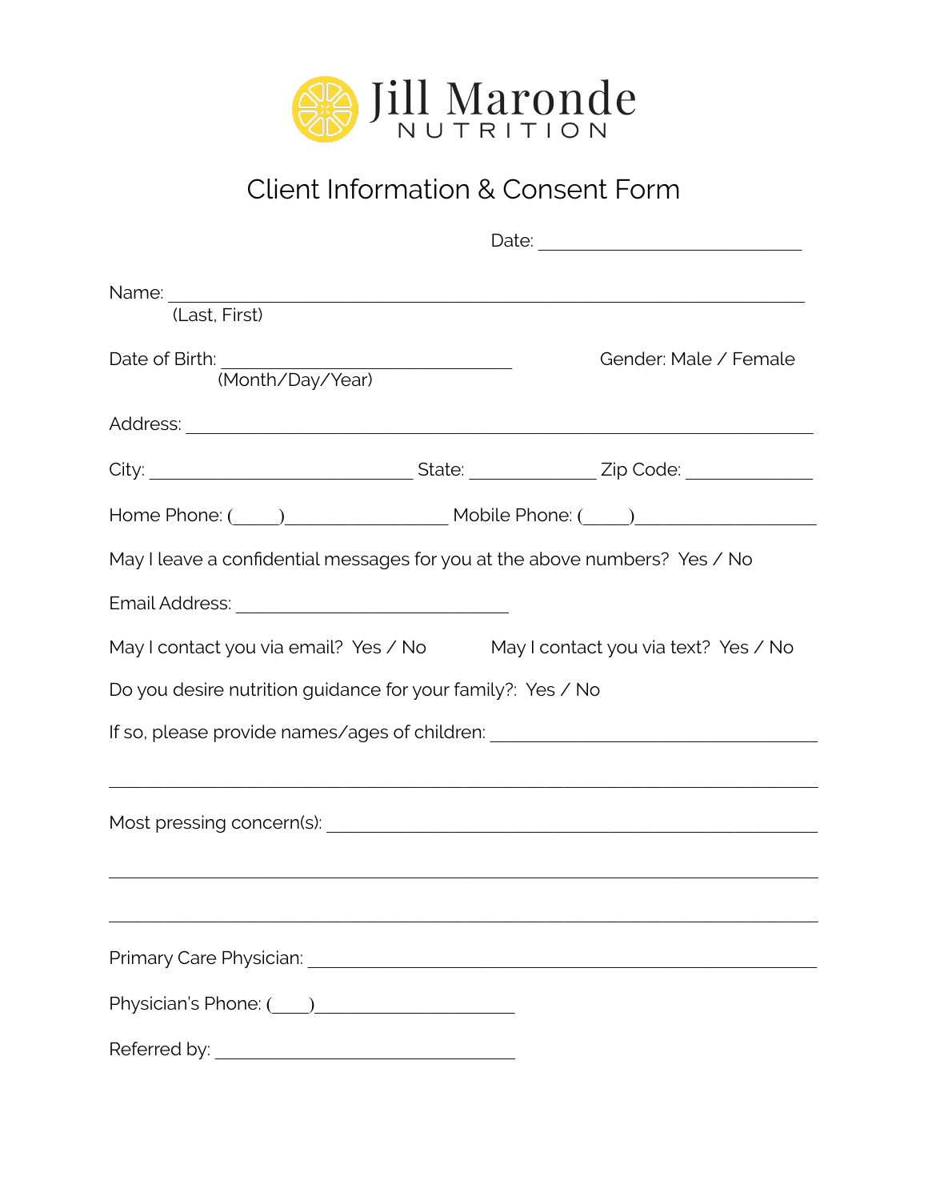# Jill Maronde NUTRITION

## Client Information & Consent Form

Date: ____________________________

Name: ____________________________________________________________________
(Last, First)

Date of Birth: ______________________________ Gender: Male / Female
(Month/Day/Year)

Address: ____________________________________________________________________

City: ___________________________ State: _____________ Zip Code: _____________

Home Phone: (_____)_________________ Mobile Phone: (_____)__________________

May I leave a confidential messages for you at the above numbers? Yes / No

Email Address: ____________________________

May I contact you via email? Yes / No May I contact you via text? Yes / No

Do you desire nutrition guidance for your family?: Yes / No

If so, please provide names/ages of children: __________________________________

____________________________________________________________________________

Most pressing concern(s): ______________________________________________________

____________________________________________________________________________

____________________________________________________________________________

Primary Care Physician: ________________________________________________________

Physician's Phone: (____)_____________________

Referred by: _______________________________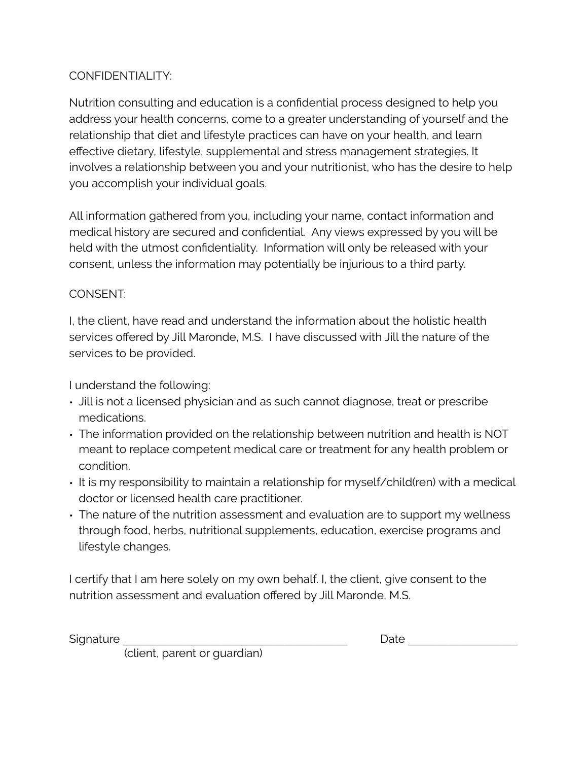CONFIDENTIALITY:

Nutrition consulting and education is a confidential process designed to help you address your health concerns, come to a greater understanding of yourself and the relationship that diet and lifestyle practices can have on your health, and learn effective dietary, lifestyle, supplemental and stress management strategies. It involves a relationship between you and your nutritionist, who has the desire to help you accomplish your individual goals.

All information gathered from you, including your name, contact information and medical history are secured and confidential. Any views expressed by you will be held with the utmost confidentiality. Information will only be released with your consent, unless the information may potentially be injurious to a third party.

CONSENT:

I, the client, have read and understand the information about the holistic health services offered by Jill Maronde, M.S. I have discussed with Jill the nature of the services to be provided.

I understand the following:

- Jill is not a licensed physician and as such cannot diagnose, treat or prescribe medications.
- The information provided on the relationship between nutrition and health is NOT meant to replace competent medical care or treatment for any health problem or condition.
- It is my responsibility to maintain a relationship for myself/child(ren) with a medical doctor or licensed health care practitioner.
- The nature of the nutrition assessment and evaluation are to support my wellness through food, herbs, nutritional supplements, education, exercise programs and lifestyle changes.

I certify that I am here solely on my own behalf. I, the client, give consent to the nutrition assessment and evaluation offered by Jill Maronde, M.S.

Signature ____________________________________ Date __________________
(client, parent or guardian)